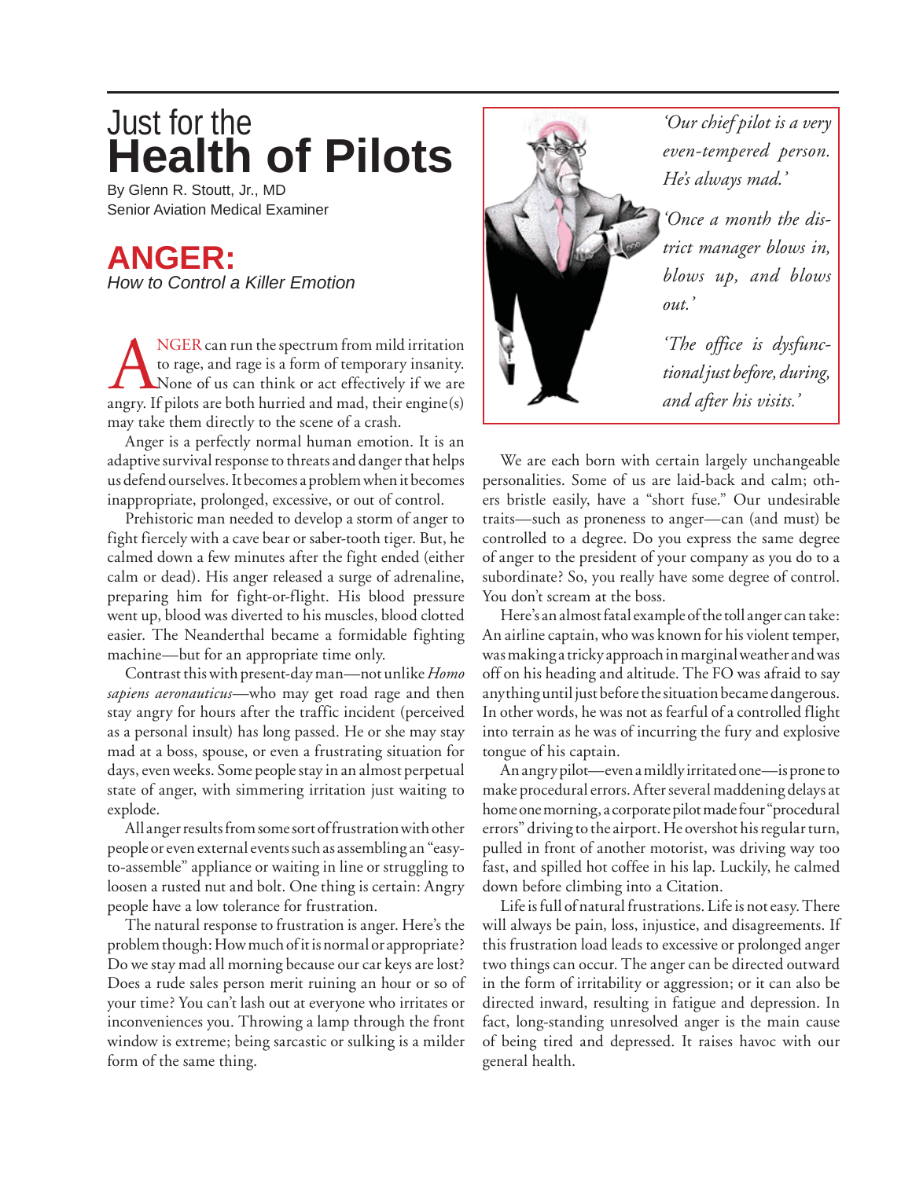# Just for the Health of Pilots

By Glenn R. Stoutt, Jr., MD
Senior Aviation Medical Examiner

## ANGER:

*How to Control a Killer Emotion*

ANGER can run the spectrum from mild irritation to rage, and rage is a form of temporary insanity. None of us can think or act effectively if we are angry. If pilots are both hurried and mad, their engine(s) may take them directly to the scene of a crash.

Anger is a perfectly normal human emotion. It is an adaptive survival response to threats and danger that helps us defend ourselves. It becomes a problem when it becomes inappropriate, prolonged, excessive, or out of control.

Prehistoric man needed to develop a storm of anger to fight fiercely with a cave bear or saber-tooth tiger. But, he calmed down a few minutes after the fight ended (either calm or dead). His anger released a surge of adrenaline, preparing him for fight-or-flight. His blood pressure went up, blood was diverted to his muscles, blood clotted easier. The Neanderthal became a formidable fighting machine—but for an appropriate time only.

Contrast this with present-day man—not unlike *Homo sapiens aeronauticus*—who may get road rage and then stay angry for hours after the traffic incident (perceived as a personal insult) has long passed. He or she may stay mad at a boss, spouse, or even a frustrating situation for days, even weeks. Some people stay in an almost perpetual state of anger, with simmering irritation just waiting to explode.

All anger results from some sort of frustration with other people or even external events such as assembling an "easy-to-assemble" appliance or waiting in line or struggling to loosen a rusted nut and bolt. One thing is certain: Angry people have a low tolerance for frustration.

The natural response to frustration is anger. Here's the problem though: How much of it is normal or appropriate? Do we stay mad all morning because our car keys are lost? Does a rude sales person merit ruining an hour or so of your time? You can't lash out at everyone who irritates or inconveniences you. Throwing a lamp through the front window is extreme; being sarcastic or sulking is a milder form of the same thing.

> *'Our chief pilot is a very even-tempered person. He's always mad.'*
>
> *'Once a month the district manager blows in, blows up, and blows out.'*
>
> *'The office is dysfunctional just before, during, and after his visits.'*

We are each born with certain largely unchangeable personalities. Some of us are laid-back and calm; others bristle easily, have a "short fuse." Our undesirable traits—such as proneness to anger—can (and must) be controlled to a degree. Do you express the same degree of anger to the president of your company as you do to a subordinate? So, you really have some degree of control. You don't scream at the boss.

Here's an almost fatal example of the toll anger can take: An airline captain, who was known for his violent temper, was making a tricky approach in marginal weather and was off on his heading and altitude. The FO was afraid to say anything until just before the situation became dangerous. In other words, he was not as fearful of a controlled flight into terrain as he was of incurring the fury and explosive tongue of his captain.

An angry pilot—even a mildly irritated one—is prone to make procedural errors. After several maddening delays at home one morning, a corporate pilot made four "procedural errors" driving to the airport. He overshot his regular turn, pulled in front of another motorist, was driving way too fast, and spilled hot coffee in his lap. Luckily, he calmed down before climbing into a Citation.

Life is full of natural frustrations. Life is not easy. There will always be pain, loss, injustice, and disagreements. If this frustration load leads to excessive or prolonged anger two things can occur. The anger can be directed outward in the form of irritability or aggression; or it can also be directed inward, resulting in fatigue and depression. In fact, long-standing unresolved anger is the main cause of being tired and depressed. It raises havoc with our general health.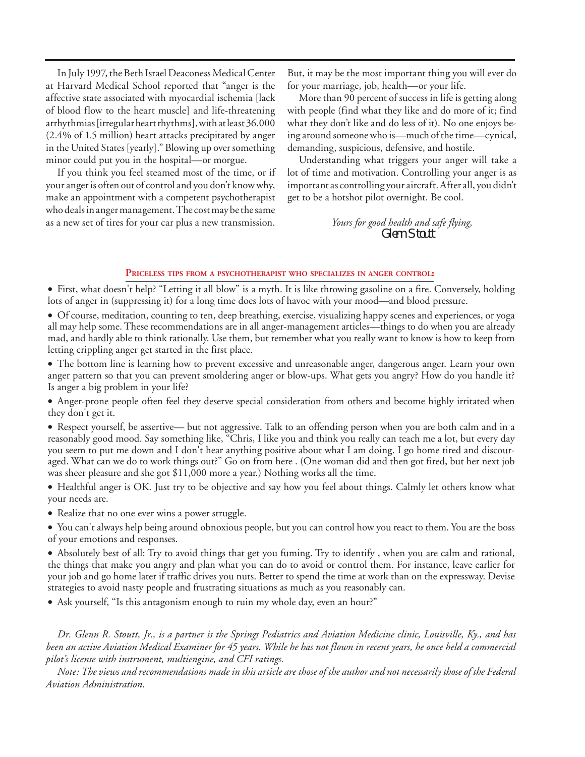In July 1997, the Beth Israel Deaconess Medical Center at Harvard Medical School reported that "anger is the affective state associated with myocardial ischemia [lack of blood flow to the heart muscle] and life-threatening arrhythmias [irregular heart rhythms], with at least 36,000 (2.4% of 1.5 million) heart attacks precipitated by anger in the United States [yearly]." Blowing up over something minor could put you in the hospital—or morgue.

If you think you feel steamed most of the time, or if your anger is often out of control and you don't know why, make an appointment with a competent psychotherapist who deals in anger management. The cost may be the same as a new set of tires for your car plus a new transmission. But, it may be the most important thing you will ever do for your marriage, job, health—or your life.

More than 90 percent of success in life is getting along with people (find what they like and do more of it; find what they don't like and do less of it). No one enjoys being around someone who is—much of the time—cynical, demanding, suspicious, defensive, and hostile.

Understanding what triggers your anger will take a lot of time and motivation. Controlling your anger is as important as controlling your aircraft. After all, you didn't get to be a hotshot pilot overnight. Be cool.

*Yours for good health and safe flying,*
Glenn Stoutt

**PRICELESS TIPS FROM A PSYCHOTHERAPIST WHO SPECIALIZES IN ANGER CONTROL:**

- First, what doesn't help? "Letting it all blow" is a myth. It is like throwing gasoline on a fire. Conversely, holding lots of anger in (suppressing it) for a long time does lots of havoc with your mood—and blood pressure.
- Of course, meditation, counting to ten, deep breathing, exercise, visualizing happy scenes and experiences, or yoga all may help some. These recommendations are in all anger-management articles—things to do when you are already mad, and hardly able to think rationally. Use them, but remember what you really want to know is how to keep from letting crippling anger get started in the first place.
- The bottom line is learning how to prevent excessive and unreasonable anger, dangerous anger. Learn your own anger pattern so that you can prevent smoldering anger or blow-ups. What gets you angry? How do you handle it? Is anger a big problem in your life?
- Anger-prone people often feel they deserve special consideration from others and become highly irritated when they don't get it.
- Respect yourself, be assertive— but not aggressive. Talk to an offending person when you are both calm and in a reasonably good mood. Say something like, "Chris, I like you and think you really can teach me a lot, but every day you seem to put me down and I don't hear anything positive about what I am doing. I go home tired and discouraged. What can we do to work things out?" Go on from here . (One woman did and then got fired, but her next job was sheer pleasure and she got $11,000 more a year.) Nothing works all the time.
- Healthful anger is OK. Just try to be objective and say how you feel about things. Calmly let others know what your needs are.
- Realize that no one ever wins a power struggle.
- You can't always help being around obnoxious people, but you can control how you react to them. You are the boss of your emotions and responses.
- Absolutely best of all: Try to avoid things that get you fuming. Try to identify , when you are calm and rational, the things that make you angry and plan what you can do to avoid or control them. For instance, leave earlier for your job and go home later if traffic drives you nuts. Better to spend the time at work than on the expressway. Devise strategies to avoid nasty people and frustrating situations as much as you reasonably can.
- Ask yourself, "Is this antagonism enough to ruin my whole day, even an hour?"

*Dr. Glenn R. Stoutt, Jr., is a partner is the Springs Pediatrics and Aviation Medicine clinic, Louisville, Ky., and has been an active Aviation Medical Examiner for 45 years. While he has not flown in recent years, he once held a commercial pilot's license with instrument, multiengine, and CFI ratings.*

*Note: The views and recommendations made in this article are those of the author and not necessarily those of the Federal Aviation Administration.*